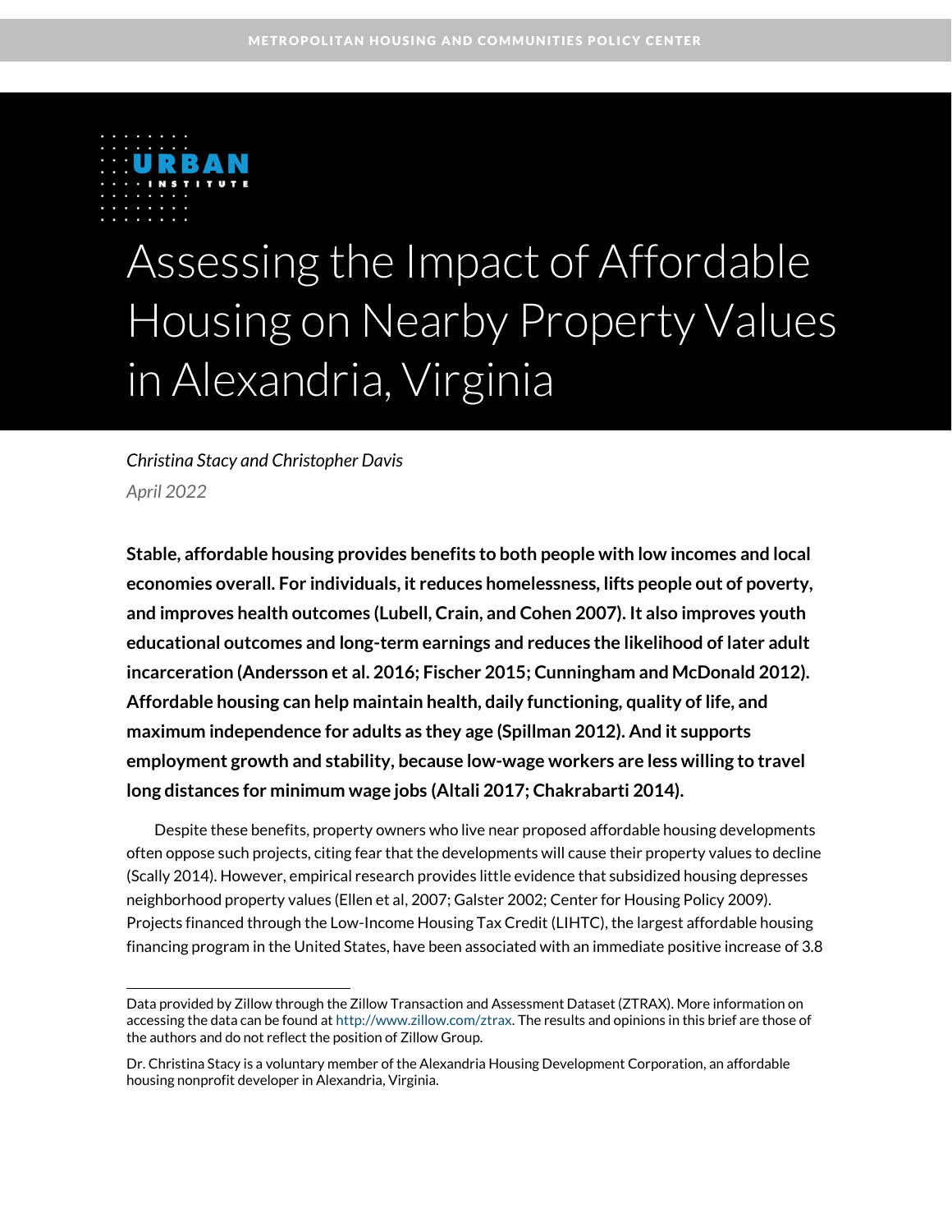METROPOLITAN HOUSING AND COMMUNITIES POLICY CENTER

# Assessing the Impact of Affordable Housing on Nearby Property Values in Alexandria, Virginia

*Christina Stacy and Christopher Davis*

*April 2022*

**Stable, affordable housing provides benefits to both people with low incomes and local economies overall. For individuals, it reduces homelessness, lifts people out of poverty, and improves health outcomes (Lubell, Crain, and Cohen 2007). It also improves youth educational outcomes and long-term earnings and reduces the likelihood of later adult incarceration (Andersson et al. 2016; Fischer 2015; Cunningham and McDonald 2012). Affordable housing can help maintain health, daily functioning, quality of life, and maximum independence for adults as they age (Spillman 2012). And it supports employment growth and stability, because low-wage workers are less willing to travel long distances for minimum wage jobs (Altali 2017; Chakrabarti 2014).**

Despite these benefits, property owners who live near proposed affordable housing developments often oppose such projects, citing fear that the developments will cause their property values to decline (Scally 2014). However, empirical research provides little evidence that subsidized housing depresses neighborhood property values (Ellen et al, 2007; Galster 2002; Center for Housing Policy 2009). Projects financed through the Low-Income Housing Tax Credit (LIHTC), the largest affordable housing financing program in the United States, have been associated with an immediate positive increase of 3.8

---

Data provided by Zillow through the Zillow Transaction and Assessment Dataset (ZTRAX). More information on accessing the data can be found at http://www.zillow.com/ztrax. The results and opinions in this brief are those of the authors and do not reflect the position of Zillow Group.

Dr. Christina Stacy is a voluntary member of the Alexandria Housing Development Corporation, an affordable housing nonprofit developer in Alexandria, Virginia.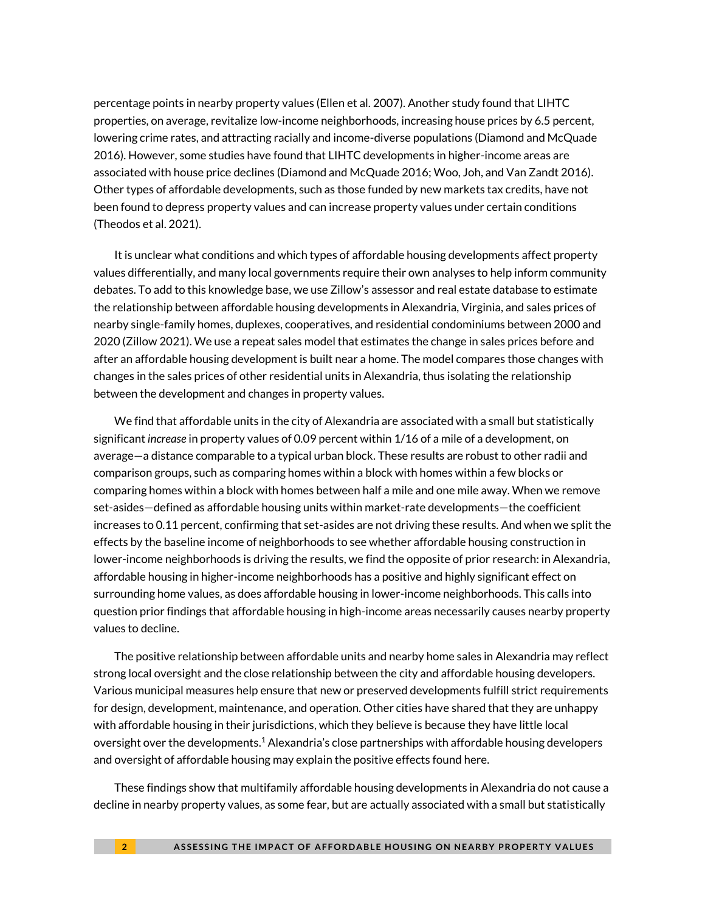percentage points in nearby property values (Ellen et al. 2007). Another study found that LIHTC properties, on average, revitalize low-income neighborhoods, increasing house prices by 6.5 percent, lowering crime rates, and attracting racially and income-diverse populations (Diamond and McQuade 2016). However, some studies have found that LIHTC developments in higher-income areas are associated with house price declines (Diamond and McQuade 2016; Woo, Joh, and Van Zandt 2016). Other types of affordable developments, such as those funded by new markets tax credits, have not been found to depress property values and can increase property values under certain conditions (Theodos et al. 2021).

It is unclear what conditions and which types of affordable housing developments affect property values differentially, and many local governments require their own analyses to help inform community debates. To add to this knowledge base, we use Zillow's assessor and real estate database to estimate the relationship between affordable housing developments in Alexandria, Virginia, and sales prices of nearby single-family homes, duplexes, cooperatives, and residential condominiums between 2000 and 2020 (Zillow 2021). We use a repeat sales model that estimates the change in sales prices before and after an affordable housing development is built near a home. The model compares those changes with changes in the sales prices of other residential units in Alexandria, thus isolating the relationship between the development and changes in property values.

We find that affordable units in the city of Alexandria are associated with a small but statistically significant *increase* in property values of 0.09 percent within 1/16 of a mile of a development, on average—a distance comparable to a typical urban block. These results are robust to other radii and comparison groups, such as comparing homes within a block with homes within a few blocks or comparing homes within a block with homes between half a mile and one mile away. When we remove set-asides—defined as affordable housing units within market-rate developments—the coefficient increases to 0.11 percent, confirming that set-asides are not driving these results. And when we split the effects by the baseline income of neighborhoods to see whether affordable housing construction in lower-income neighborhoods is driving the results, we find the opposite of prior research: in Alexandria, affordable housing in higher-income neighborhoods has a positive and highly significant effect on surrounding home values, as does affordable housing in lower-income neighborhoods. This calls into question prior findings that affordable housing in high-income areas necessarily causes nearby property values to decline.

The positive relationship between affordable units and nearby home sales in Alexandria may reflect strong local oversight and the close relationship between the city and affordable housing developers. Various municipal measures help ensure that new or preserved developments fulfill strict requirements for design, development, maintenance, and operation. Other cities have shared that they are unhappy with affordable housing in their jurisdictions, which they believe is because they have little local oversight over the developments.[1] Alexandria's close partnerships with affordable housing developers and oversight of affordable housing may explain the positive effects found here.

These findings show that multifamily affordable housing developments in Alexandria do not cause a decline in nearby property values, as some fear, but are actually associated with a small but statistically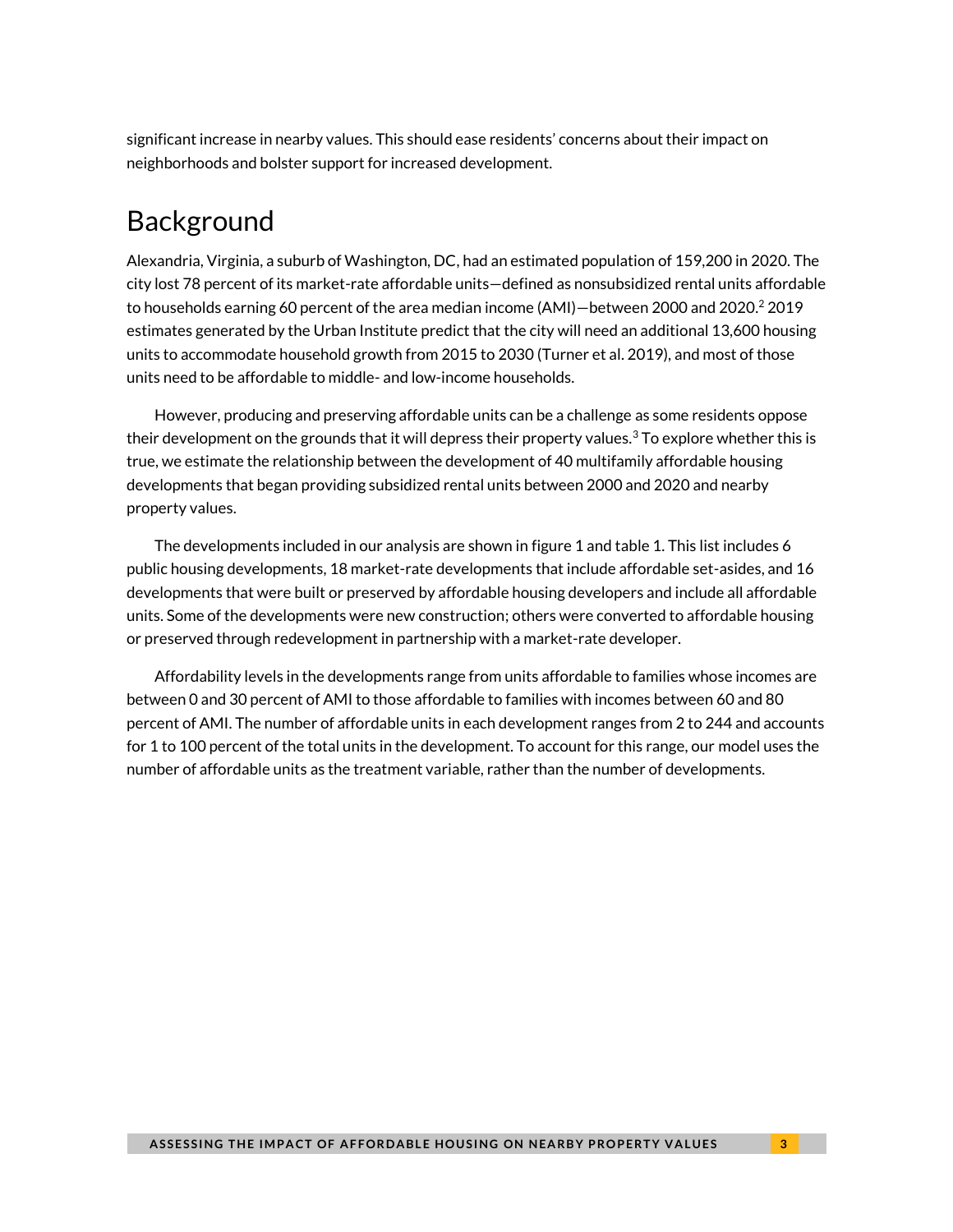significant increase in nearby values. This should ease residents' concerns about their impact on neighborhoods and bolster support for increased development.

# Background

Alexandria, Virginia, a suburb of Washington, DC, had an estimated population of 159,200 in 2020. The city lost 78 percent of its market-rate affordable units—defined as nonsubsidized rental units affordable to households earning 60 percent of the area median income (AMI)—between 2000 and 2020.[2] 2019 estimates generated by the Urban Institute predict that the city will need an additional 13,600 housing units to accommodate household growth from 2015 to 2030 (Turner et al. 2019), and most of those units need to be affordable to middle- and low-income households.

However, producing and preserving affordable units can be a challenge as some residents oppose their development on the grounds that it will depress their property values.[3] To explore whether this is true, we estimate the relationship between the development of 40 multifamily affordable housing developments that began providing subsidized rental units between 2000 and 2020 and nearby property values.

The developments included in our analysis are shown in figure 1 and table 1. This list includes 6 public housing developments, 18 market-rate developments that include affordable set-asides, and 16 developments that were built or preserved by affordable housing developers and include all affordable units. Some of the developments were new construction; others were converted to affordable housing or preserved through redevelopment in partnership with a market-rate developer.

Affordability levels in the developments range from units affordable to families whose incomes are between 0 and 30 percent of AMI to those affordable to families with incomes between 60 and 80 percent of AMI. The number of affordable units in each development ranges from 2 to 244 and accounts for 1 to 100 percent of the total units in the development. To account for this range, our model uses the number of affordable units as the treatment variable, rather than the number of developments.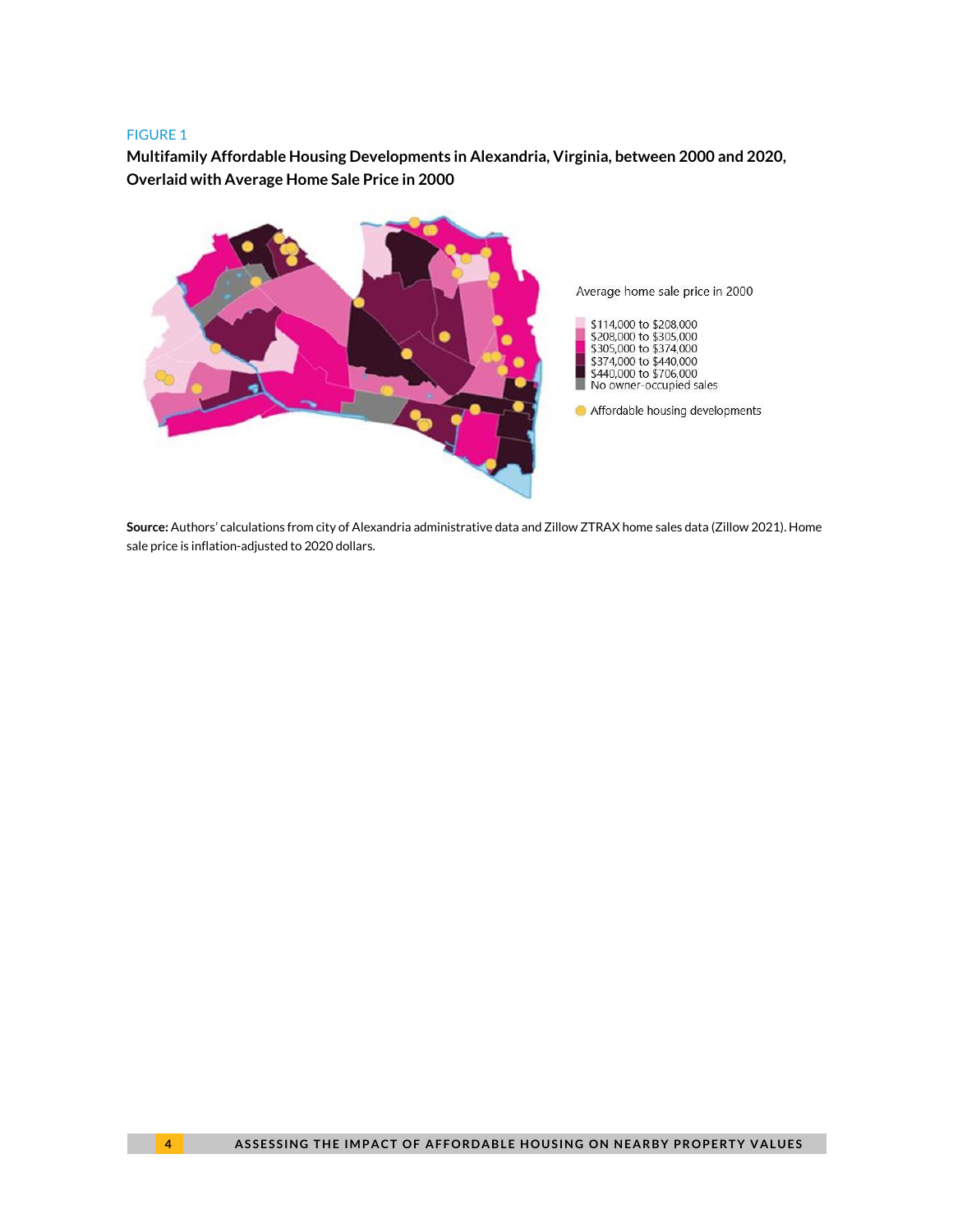FIGURE 1

**Multifamily Affordable Housing Developments in Alexandria, Virginia, between 2000 and 2020, Overlaid with Average Home Sale Price in 2000**

Average home sale price in 2000

- $114,000 to $208,000
- $208,000 to $305,000
- $305,000 to $374,000
- $374,000 to $440,000
- $440,000 to $706,000
- No owner-occupied sales

- Affordable housing developments

**Source:** Authors' calculations from city of Alexandria administrative data and Zillow ZTRAX home sales data (Zillow 2021). Home sale price is inflation-adjusted to 2020 dollars.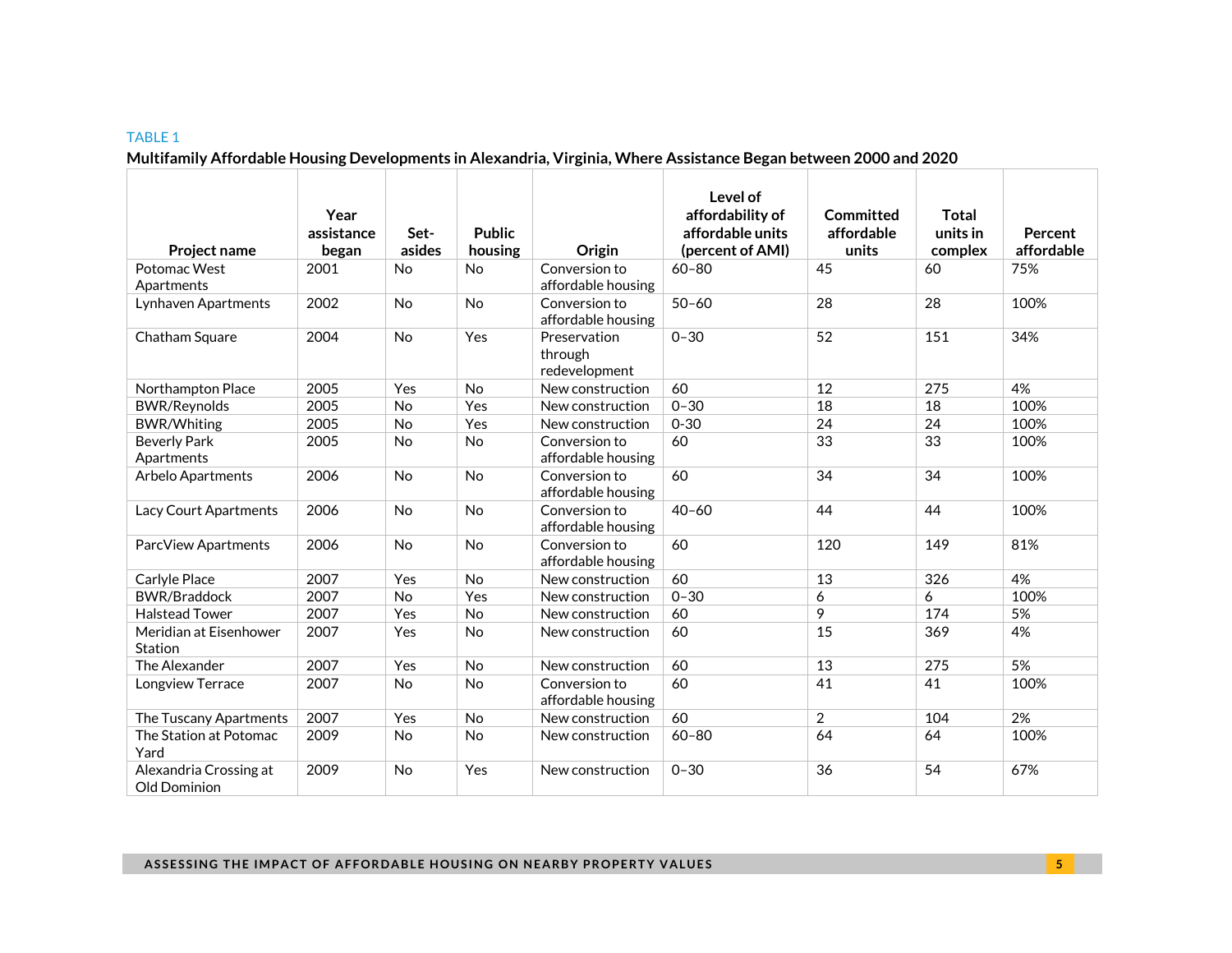TABLE 1

**Multifamily Affordable Housing Developments in Alexandria, Virginia, Where Assistance Began between 2000 and 2020**

| Project name | Year assistance began | Set-asides | Public housing | Origin | Level of affordability of affordable units (percent of AMI) | Committed affordable units | Total units in complex | Percent affordable |
|---|---|---|---|---|---|---|---|---|
| Potomac West Apartments | 2001 | No | No | Conversion to affordable housing | 60–80 | 45 | 60 | 75% |
| Lynhaven Apartments | 2002 | No | No | Conversion to affordable housing | 50–60 | 28 | 28 | 100% |
| Chatham Square | 2004 | No | Yes | Preservation through redevelopment | 0–30 | 52 | 151 | 34% |
| Northampton Place | 2005 | Yes | No | New construction | 60 | 12 | 275 | 4% |
| BWR/Reynolds | 2005 | No | Yes | New construction | 0–30 | 18 | 18 | 100% |
| BWR/Whiting | 2005 | No | Yes | New construction | 0-30 | 24 | 24 | 100% |
| Beverly Park Apartments | 2005 | No | No | Conversion to affordable housing | 60 | 33 | 33 | 100% |
| Arbelo Apartments | 2006 | No | No | Conversion to affordable housing | 60 | 34 | 34 | 100% |
| Lacy Court Apartments | 2006 | No | No | Conversion to affordable housing | 40–60 | 44 | 44 | 100% |
| ParcView Apartments | 2006 | No | No | Conversion to affordable housing | 60 | 120 | 149 | 81% |
| Carlyle Place | 2007 | Yes | No | New construction | 60 | 13 | 326 | 4% |
| BWR/Braddock | 2007 | No | Yes | New construction | 0–30 | 6 | 6 | 100% |
| Halstead Tower | 2007 | Yes | No | New construction | 60 | 9 | 174 | 5% |
| Meridian at Eisenhower Station | 2007 | Yes | No | New construction | 60 | 15 | 369 | 4% |
| The Alexander | 2007 | Yes | No | New construction | 60 | 13 | 275 | 5% |
| Longview Terrace | 2007 | No | No | Conversion to affordable housing | 60 | 41 | 41 | 100% |
| The Tuscany Apartments | 2007 | Yes | No | New construction | 60 | 2 | 104 | 2% |
| The Station at Potomac Yard | 2009 | No | No | New construction | 60–80 | 64 | 64 | 100% |
| Alexandria Crossing at Old Dominion | 2009 | No | Yes | New construction | 0–30 | 36 | 54 | 67% |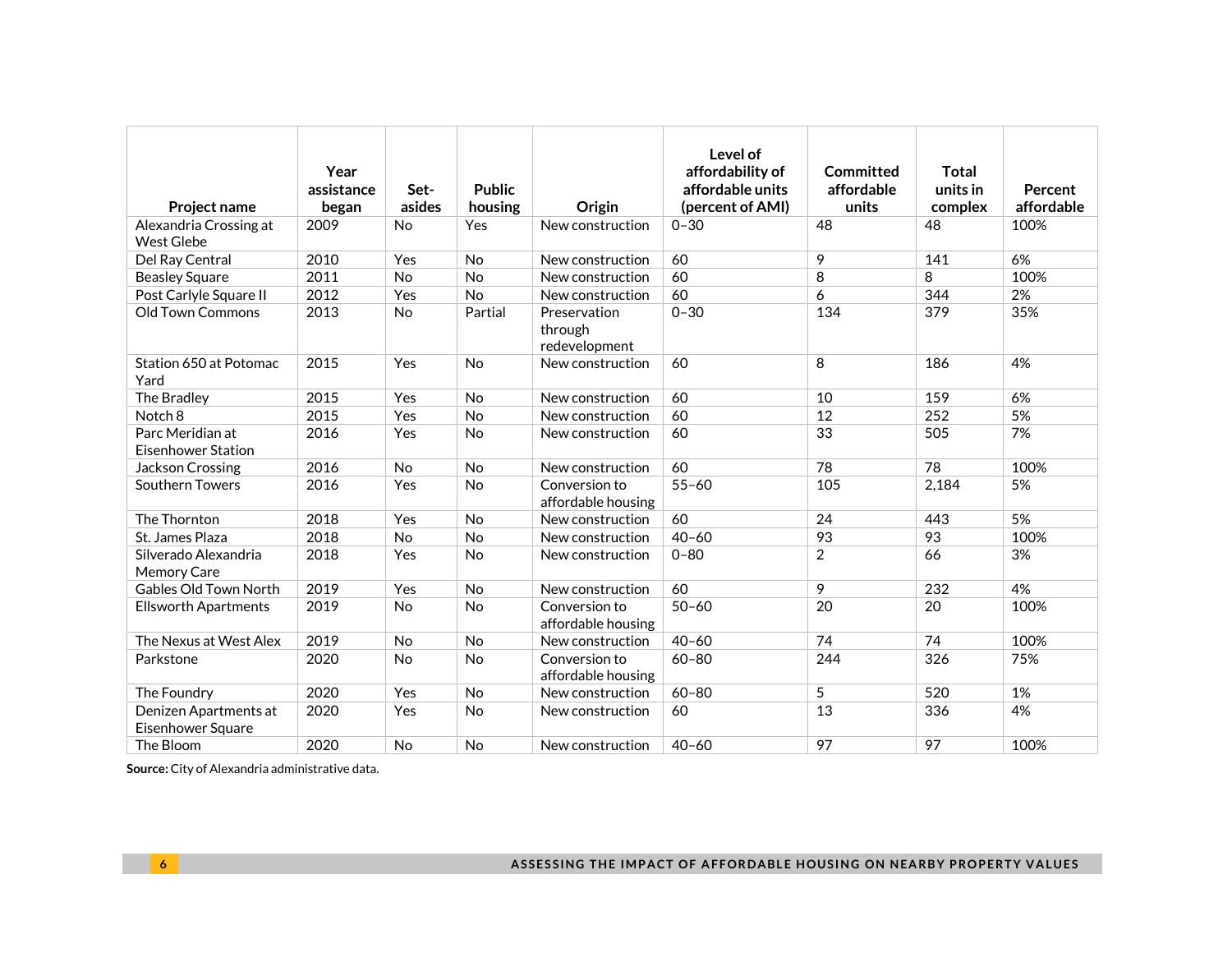| Project name | Year assistance began | Set-asides | Public housing | Origin | Level of affordability of affordable units (percent of AMI) | Committed affordable units | Total units in complex | Percent affordable |
|---|---|---|---|---|---|---|---|---|
| Alexandria Crossing at West Glebe | 2009 | No | Yes | New construction | 0–30 | 48 | 48 | 100% |
| Del Ray Central | 2010 | Yes | No | New construction | 60 | 9 | 141 | 6% |
| Beasley Square | 2011 | No | No | New construction | 60 | 8 | 8 | 100% |
| Post Carlyle Square II | 2012 | Yes | No | New construction | 60 | 6 | 344 | 2% |
| Old Town Commons | 2013 | No | Partial | Preservation through redevelopment | 0–30 | 134 | 379 | 35% |
| Station 650 at Potomac Yard | 2015 | Yes | No | New construction | 60 | 8 | 186 | 4% |
| The Bradley | 2015 | Yes | No | New construction | 60 | 10 | 159 | 6% |
| Notch 8 | 2015 | Yes | No | New construction | 60 | 12 | 252 | 5% |
| Parc Meridian at Eisenhower Station | 2016 | Yes | No | New construction | 60 | 33 | 505 | 7% |
| Jackson Crossing | 2016 | No | No | New construction | 60 | 78 | 78 | 100% |
| Southern Towers | 2016 | Yes | No | Conversion to affordable housing | 55–60 | 105 | 2,184 | 5% |
| The Thornton | 2018 | Yes | No | New construction | 60 | 24 | 443 | 5% |
| St. James Plaza | 2018 | No | No | New construction | 40–60 | 93 | 93 | 100% |
| Silverado Alexandria Memory Care | 2018 | Yes | No | New construction | 0–80 | 2 | 66 | 3% |
| Gables Old Town North | 2019 | Yes | No | New construction | 60 | 9 | 232 | 4% |
| Ellsworth Apartments | 2019 | No | No | Conversion to affordable housing | 50–60 | 20 | 20 | 100% |
| The Nexus at West Alex | 2019 | No | No | New construction | 40–60 | 74 | 74 | 100% |
| Parkstone | 2020 | No | No | Conversion to affordable housing | 60–80 | 244 | 326 | 75% |
| The Foundry | 2020 | Yes | No | New construction | 60–80 | 5 | 520 | 1% |
| Denizen Apartments at Eisenhower Square | 2020 | Yes | No | New construction | 60 | 13 | 336 | 4% |
| The Bloom | 2020 | No | No | New construction | 40–60 | 97 | 97 | 100% |

**Source:** City of Alexandria administrative data.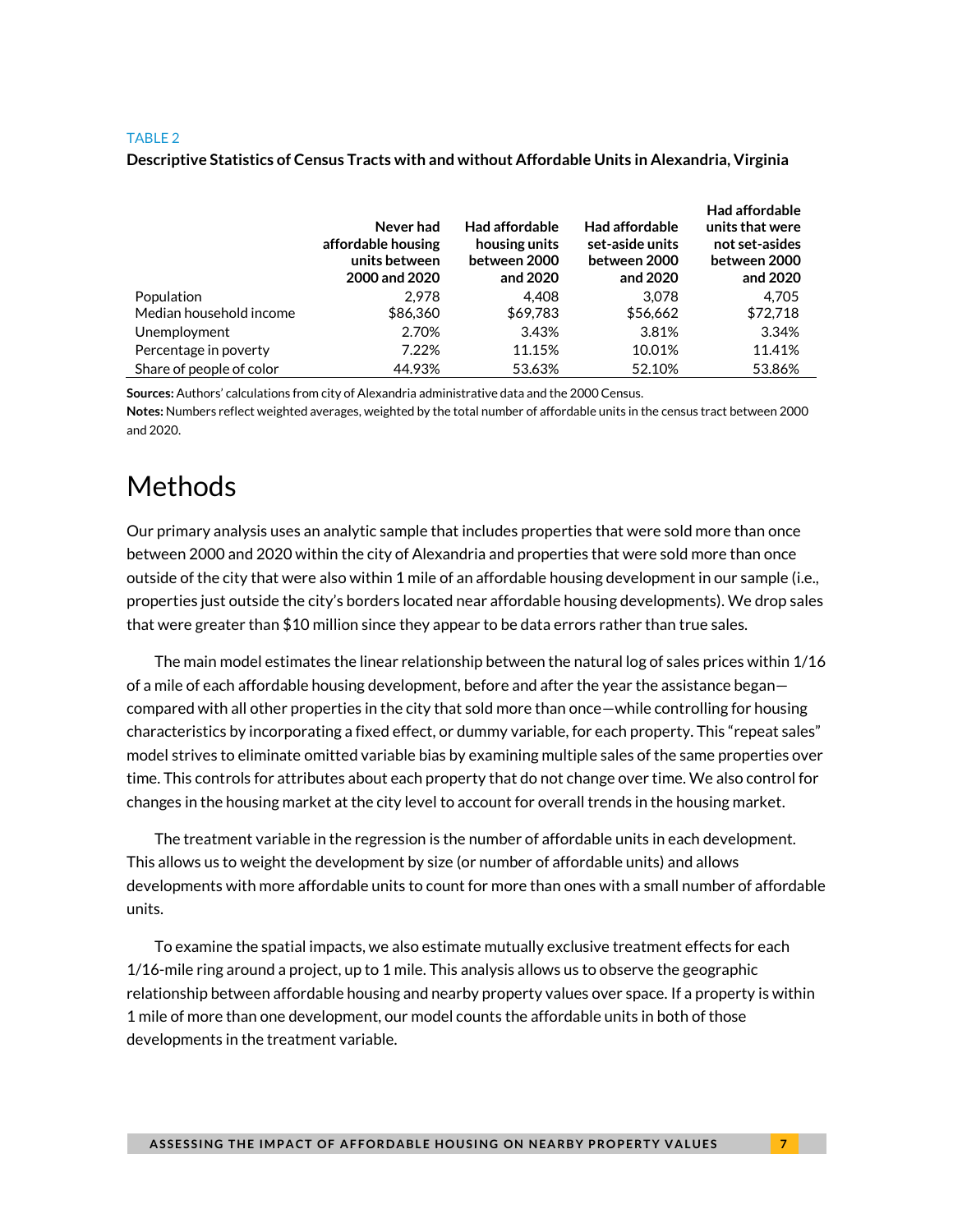TABLE 2

**Descriptive Statistics of Census Tracts with and without Affordable Units in Alexandria, Virginia**

| | Never had affordable housing units between 2000 and 2020 | Had affordable housing units between 2000 and 2020 | Had affordable set-aside units between 2000 and 2020 | Had affordable units that were not set-asides between 2000 and 2020 |
|---|---|---|---|---|
| Population | 2,978 | 4,408 | 3,078 | 4,705 |
| Median household income | $86,360 | $69,783 | $56,662 | $72,718 |
| Unemployment | 2.70% | 3.43% | 3.81% | 3.34% |
| Percentage in poverty | 7.22% | 11.15% | 10.01% | 11.41% |
| Share of people of color | 44.93% | 53.63% | 52.10% | 53.86% |

**Sources:** Authors' calculations from city of Alexandria administrative data and the 2000 Census.
**Notes:** Numbers reflect weighted averages, weighted by the total number of affordable units in the census tract between 2000 and 2020.

# Methods

Our primary analysis uses an analytic sample that includes properties that were sold more than once between 2000 and 2020 within the city of Alexandria and properties that were sold more than once outside of the city that were also within 1 mile of an affordable housing development in our sample (i.e., properties just outside the city's borders located near affordable housing developments). We drop sales that were greater than $10 million since they appear to be data errors rather than true sales.

The main model estimates the linear relationship between the natural log of sales prices within 1/16 of a mile of each affordable housing development, before and after the year the assistance began—compared with all other properties in the city that sold more than once—while controlling for housing characteristics by incorporating a fixed effect, or dummy variable, for each property. This "repeat sales" model strives to eliminate omitted variable bias by examining multiple sales of the same properties over time. This controls for attributes about each property that do not change over time. We also control for changes in the housing market at the city level to account for overall trends in the housing market.

The treatment variable in the regression is the number of affordable units in each development. This allows us to weight the development by size (or number of affordable units) and allows developments with more affordable units to count for more than ones with a small number of affordable units.

To examine the spatial impacts, we also estimate mutually exclusive treatment effects for each 1/16-mile ring around a project, up to 1 mile. This analysis allows us to observe the geographic relationship between affordable housing and nearby property values over space. If a property is within 1 mile of more than one development, our model counts the affordable units in both of those developments in the treatment variable.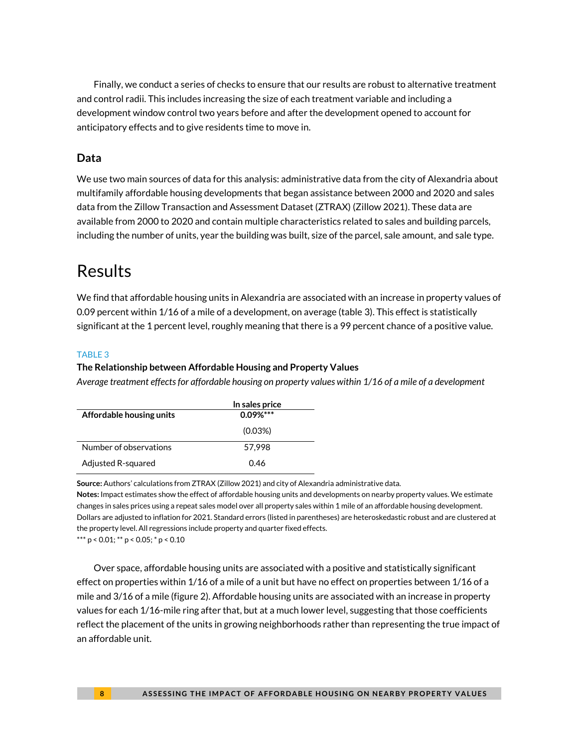Finally, we conduct a series of checks to ensure that our results are robust to alternative treatment and control radii. This includes increasing the size of each treatment variable and including a development window control two years before and after the development opened to account for anticipatory effects and to give residents time to move in.

### Data

We use two main sources of data for this analysis: administrative data from the city of Alexandria about multifamily affordable housing developments that began assistance between 2000 and 2020 and sales data from the Zillow Transaction and Assessment Dataset (ZTRAX) (Zillow 2021). These data are available from 2000 to 2020 and contain multiple characteristics related to sales and building parcels, including the number of units, year the building was built, size of the parcel, sale amount, and sale type.

## Results

We find that affordable housing units in Alexandria are associated with an increase in property values of 0.09 percent within 1/16 of a mile of a development, on average (table 3). This effect is statistically significant at the 1 percent level, roughly meaning that there is a 99 percent chance of a positive value.

TABLE 3

**The Relationship between Affordable Housing and Property Values**

*Average treatment effects for affordable housing on property values within 1/16 of a mile of a development*

| | ln sales price |
|---|---|
| **Affordable housing units** | **0.09%**\*\*\* |
| | (0.03%) |
| Number of observations | 57,998 |
| Adjusted R-squared | 0.46 |

**Source:** Authors' calculations from ZTRAX (Zillow 2021) and city of Alexandria administrative data.

**Notes:** Impact estimates show the effect of affordable housing units and developments on nearby property values. We estimate changes in sales prices using a repeat sales model over all property sales within 1 mile of an affordable housing development. Dollars are adjusted to inflation for 2021. Standard errors (listed in parentheses) are heteroskedastic robust and are clustered at the property level. All regressions include property and quarter fixed effects.

\*\*\* $p < 0.01$; \*\* $p < 0.05$; \* $p < 0.10$

Over space, affordable housing units are associated with a positive and statistically significant effect on properties within 1/16 of a mile of a unit but have no effect on properties between 1/16 of a mile and 3/16 of a mile (figure 2). Affordable housing units are associated with an increase in property values for each 1/16-mile ring after that, but at a much lower level, suggesting that those coefficients reflect the placement of the units in growing neighborhoods rather than representing the true impact of an affordable unit.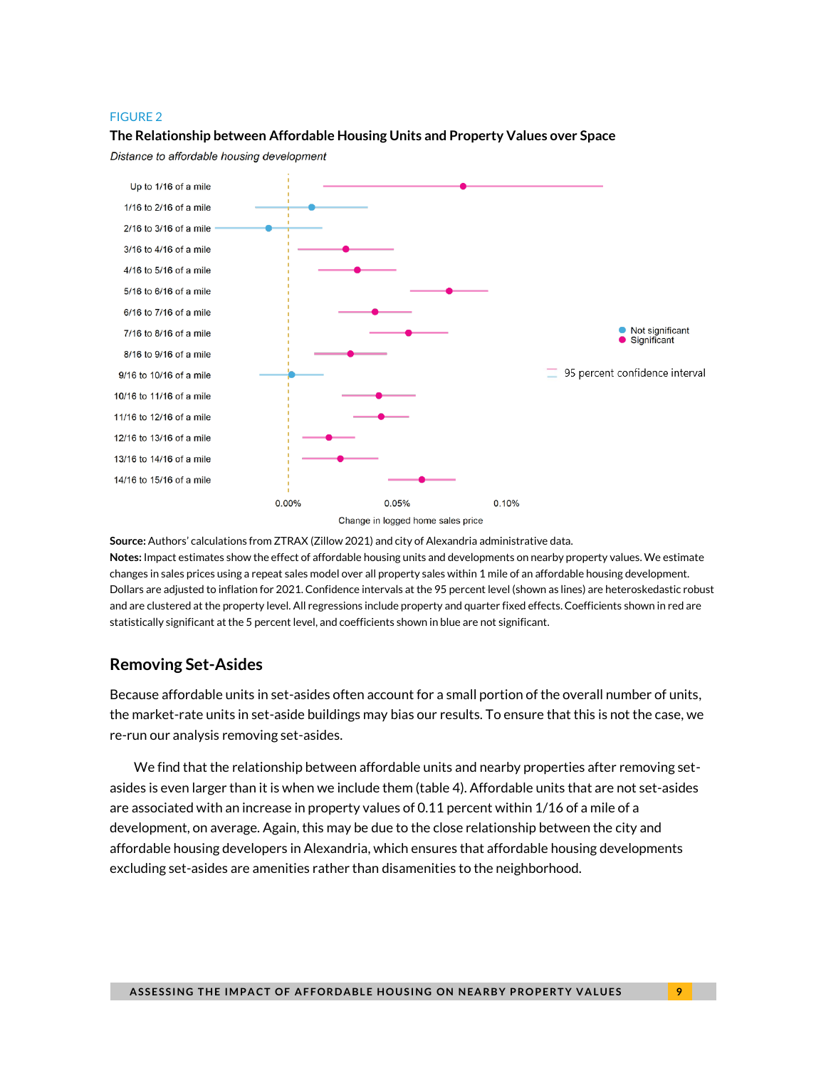FIGURE 2

**The Relationship between Affordable Housing Units and Property Values over Space**

*Distance to affordable housing development*

Up to 1/16 of a mile
1/16 to 2/16 of a mile
2/16 to 3/16 of a mile
3/16 to 4/16 of a mile
4/16 to 5/16 of a mile
5/16 to 6/16 of a mile
6/16 to 7/16 of a mile
7/16 to 8/16 of a mile
8/16 to 9/16 of a mile
9/16 to 10/16 of a mile
10/16 to 11/16 of a mile
11/16 to 12/16 of a mile
12/16 to 13/16 of a mile
13/16 to 14/16 of a mile
14/16 to 15/16 of a mile

0.00% 0.05% 0.10%

Change in logged home sales price

Not significant
Significant

95 percent confidence interval

**Source:** Authors' calculations from ZTRAX (Zillow 2021) and city of Alexandria administrative data.

**Notes:** Impact estimates show the effect of affordable housing units and developments on nearby property values. We estimate changes in sales prices using a repeat sales model over all property sales within 1 mile of an affordable housing development. Dollars are adjusted to inflation for 2021. Confidence intervals at the 95 percent level (shown as lines) are heteroskedastic robust and are clustered at the property level. All regressions include property and quarter fixed effects. Coefficients shown in red are statistically significant at the 5 percent level, and coefficients shown in blue are not significant.

## Removing Set-Asides

Because affordable units in set-asides often account for a small portion of the overall number of units, the market-rate units in set-aside buildings may bias our results. To ensure that this is not the case, we re-run our analysis removing set-asides.

We find that the relationship between affordable units and nearby properties after removing set-asides is even larger than it is when we include them (table 4). Affordable units that are not set-asides are associated with an increase in property values of 0.11 percent within 1/16 of a mile of a development, on average. Again, this may be due to the close relationship between the city and affordable housing developers in Alexandria, which ensures that affordable housing developments excluding set-asides are amenities rather than disamenities to the neighborhood.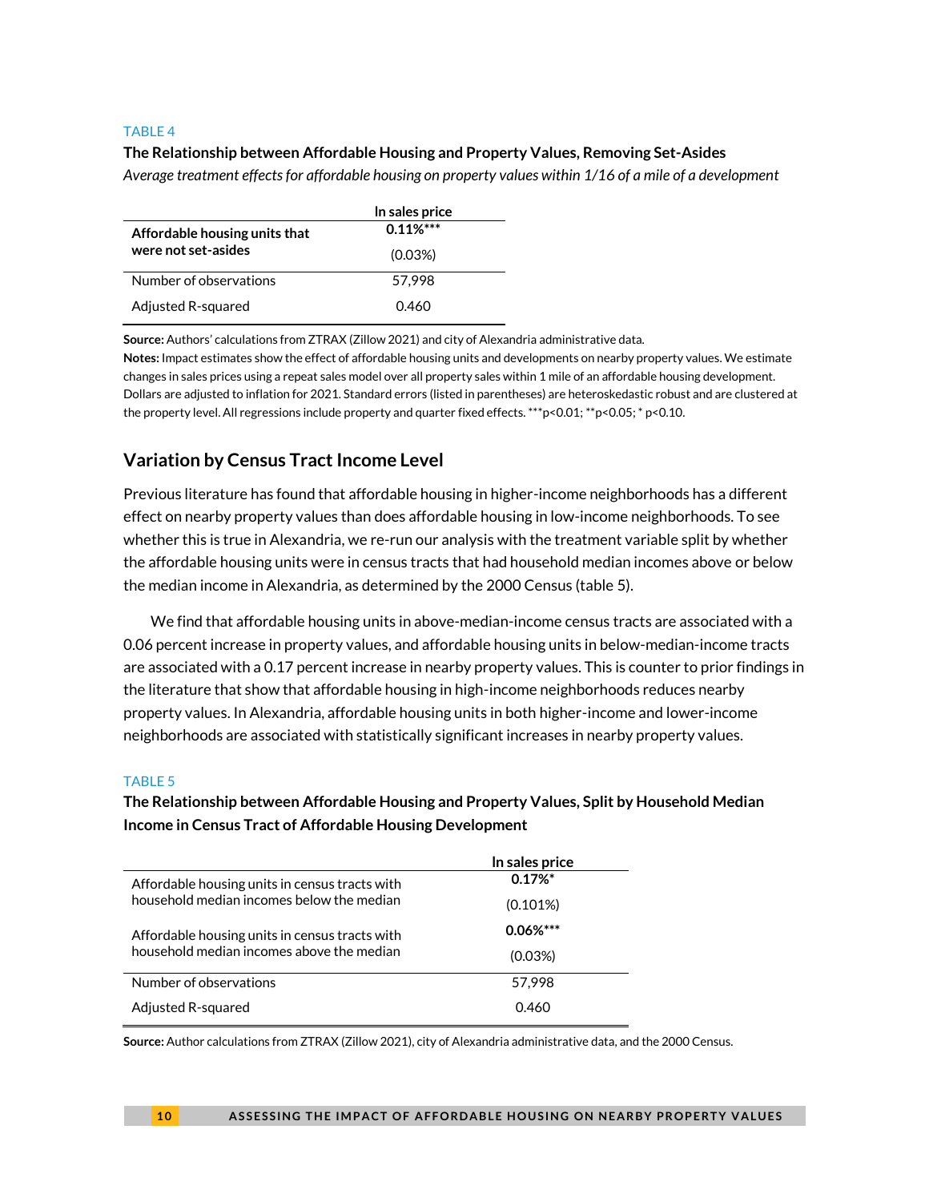TABLE 4

**The Relationship between Affordable Housing and Property Values, Removing Set-Asides**

*Average treatment effects for affordable housing on property values within 1/16 of a mile of a development*

| | ln sales price |
|---|---|
| **Affordable housing units that were not set-asides** | **0.11%*****<br>(0.03%) |
| Number of observations | 57,998 |
| Adjusted R-squared | 0.460 |

**Source:** Authors' calculations from ZTRAX (Zillow 2021) and city of Alexandria administrative data.

**Notes:** Impact estimates show the effect of affordable housing units and developments on nearby property values. We estimate changes in sales prices using a repeat sales model over all property sales within 1 mile of an affordable housing development. Dollars are adjusted to inflation for 2021. Standard errors (listed in parentheses) are heteroskedastic robust and are clustered at the property level. All regressions include property and quarter fixed effects. ***p<0.01; **p<0.05; * p<0.10.

## Variation by Census Tract Income Level

Previous literature has found that affordable housing in higher-income neighborhoods has a different effect on nearby property values than does affordable housing in low-income neighborhoods. To see whether this is true in Alexandria, we re-run our analysis with the treatment variable split by whether the affordable housing units were in census tracts that had household median incomes above or below the median income in Alexandria, as determined by the 2000 Census (table 5).

We find that affordable housing units in above-median-income census tracts are associated with a 0.06 percent increase in property values, and affordable housing units in below-median-income tracts are associated with a 0.17 percent increase in nearby property values. This is counter to prior findings in the literature that show that affordable housing in high-income neighborhoods reduces nearby property values. In Alexandria, affordable housing units in both higher-income and lower-income neighborhoods are associated with statistically significant increases in nearby property values.

TABLE 5

**The Relationship between Affordable Housing and Property Values, Split by Household Median Income in Census Tract of Affordable Housing Development**

| | ln sales price |
|---|---|
| Affordable housing units in census tracts with household median incomes below the median | **0.17%***<br>(0.101%) |
| Affordable housing units in census tracts with household median incomes above the median | **0.06%*****<br>(0.03%) |
| Number of observations | 57,998 |
| Adjusted R-squared | 0.460 |

**Source:** Author calculations from ZTRAX (Zillow 2021), city of Alexandria administrative data, and the 2000 Census.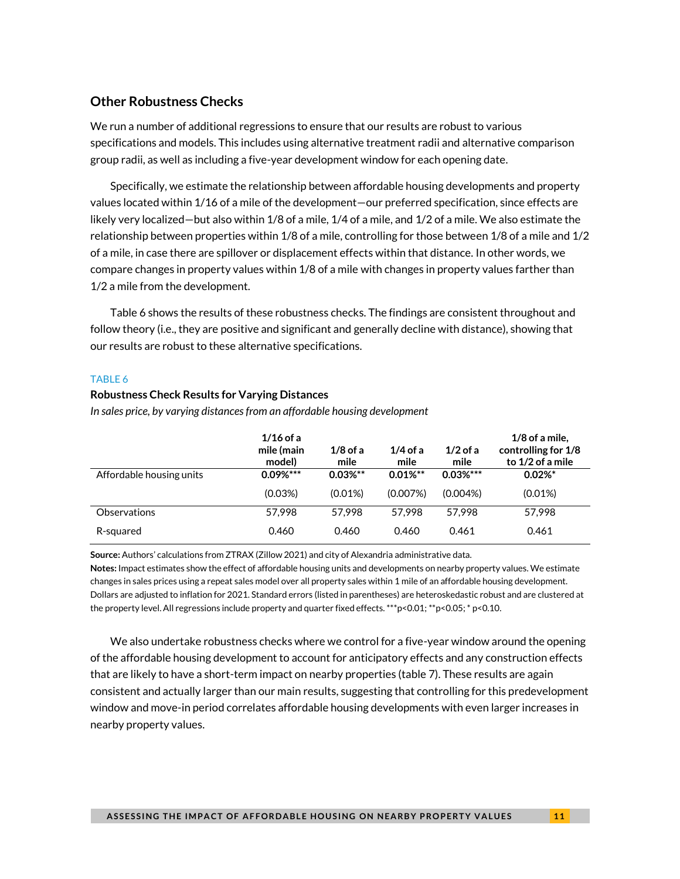### Other Robustness Checks

We run a number of additional regressions to ensure that our results are robust to various specifications and models. This includes using alternative treatment radii and alternative comparison group radii, as well as including a five-year development window for each opening date.

Specifically, we estimate the relationship between affordable housing developments and property values located within 1/16 of a mile of the development—our preferred specification, since effects are likely very localized—but also within 1/8 of a mile, 1/4 of a mile, and 1/2 of a mile. We also estimate the relationship between properties within 1/8 of a mile, controlling for those between 1/8 of a mile and 1/2 of a mile, in case there are spillover or displacement effects within that distance. In other words, we compare changes in property values within 1/8 of a mile with changes in property values farther than 1/2 a mile from the development.

Table 6 shows the results of these robustness checks. The findings are consistent throughout and follow theory (i.e., they are positive and significant and generally decline with distance), showing that our results are robust to these alternative specifications.

TABLE 6

**Robustness Check Results for Varying Distances**

*In sales price, by varying distances from an affordable housing development*

| | 1/16 of a mile (main model) | 1/8 of a mile | 1/4 of a mile | 1/2 of a mile | 1/8 of a mile, controlling for 1/8 to 1/2 of a mile |
|---|---|---|---|---|---|
| Affordable housing units | **0.09%*** ** | **0.03%** ** | **0.01%** ** | **0.03%*** ** | **0.02%*** |
| | (0.03%) | (0.01%) | (0.007%) | (0.004%) | (0.01%) |
| Observations | 57,998 | 57,998 | 57,998 | 57,998 | 57,998 |
| R-squared | 0.460 | 0.460 | 0.460 | 0.461 | 0.461 |

**Source:** Authors' calculations from ZTRAX (Zillow 2021) and city of Alexandria administrative data.

**Notes:** Impact estimates show the effect of affordable housing units and developments on nearby property values. We estimate changes in sales prices using a repeat sales model over all property sales within 1 mile of an affordable housing development. Dollars are adjusted to inflation for 2021. Standard errors (listed in parentheses) are heteroskedastic robust and are clustered at the property level. All regressions include property and quarter fixed effects. ***$p<0.01$; **$p<0.05$; * $p<0.10$.

We also undertake robustness checks where we control for a five-year window around the opening of the affordable housing development to account for anticipatory effects and any construction effects that are likely to have a short-term impact on nearby properties (table 7). These results are again consistent and actually larger than our main results, suggesting that controlling for this predevelopment window and move-in period correlates affordable housing developments with even larger increases in nearby property values.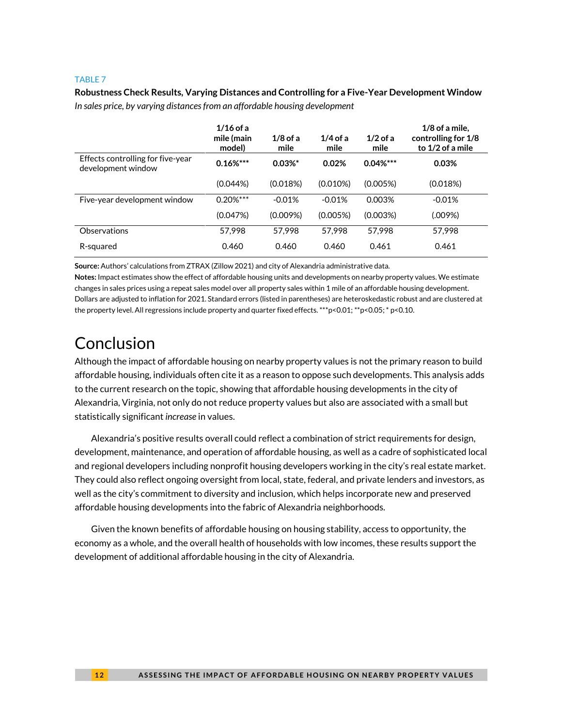TABLE 7

**Robustness Check Results, Varying Distances and Controlling for a Five-Year Development Window**

*In sales price, by varying distances from an affordable housing development*

| | 1/16 of a mile (main model) | 1/8 of a mile | 1/4 of a mile | 1/2 of a mile | 1/8 of a mile, controlling for 1/8 to 1/2 of a mile |
|---|---|---|---|---|---|
| Effects controlling for five-year development window | **0.16%*** ** | **0.03%*** | **0.02%** | **0.04%*** ** | **0.03%** |
| | (0.044%) | (0.018%) | (0.010%) | (0.005%) | (0.018%) |
| Five-year development window | 0.20%*** | -0.01% | -0.01% | 0.003% | -0.01% |
| | (0.047%) | (0.009%) | (0.005%) | (0.003%) | (.009%) |
| Observations | 57,998 | 57,998 | 57,998 | 57,998 | 57,998 |
| R-squared | 0.460 | 0.460 | 0.460 | 0.461 | 0.461 |

**Source:** Authors' calculations from ZTRAX (Zillow 2021) and city of Alexandria administrative data.

**Notes:** Impact estimates show the effect of affordable housing units and developments on nearby property values. We estimate changes in sales prices using a repeat sales model over all property sales within 1 mile of an affordable housing development. Dollars are adjusted to inflation for 2021. Standard errors (listed in parentheses) are heteroskedastic robust and are clustered at the property level. All regressions include property and quarter fixed effects. ***p<0.01; **p<0.05; * p<0.10.

# Conclusion

Although the impact of affordable housing on nearby property values is not the primary reason to build affordable housing, individuals often cite it as a reason to oppose such developments. This analysis adds to the current research on the topic, showing that affordable housing developments in the city of Alexandria, Virginia, not only do not reduce property values but also are associated with a small but statistically significant *increase* in values.

Alexandria's positive results overall could reflect a combination of strict requirements for design, development, maintenance, and operation of affordable housing, as well as a cadre of sophisticated local and regional developers including nonprofit housing developers working in the city's real estate market. They could also reflect ongoing oversight from local, state, federal, and private lenders and investors, as well as the city's commitment to diversity and inclusion, which helps incorporate new and preserved affordable housing developments into the fabric of Alexandria neighborhoods.

Given the known benefits of affordable housing on housing stability, access to opportunity, the economy as a whole, and the overall health of households with low incomes, these results support the development of additional affordable housing in the city of Alexandria.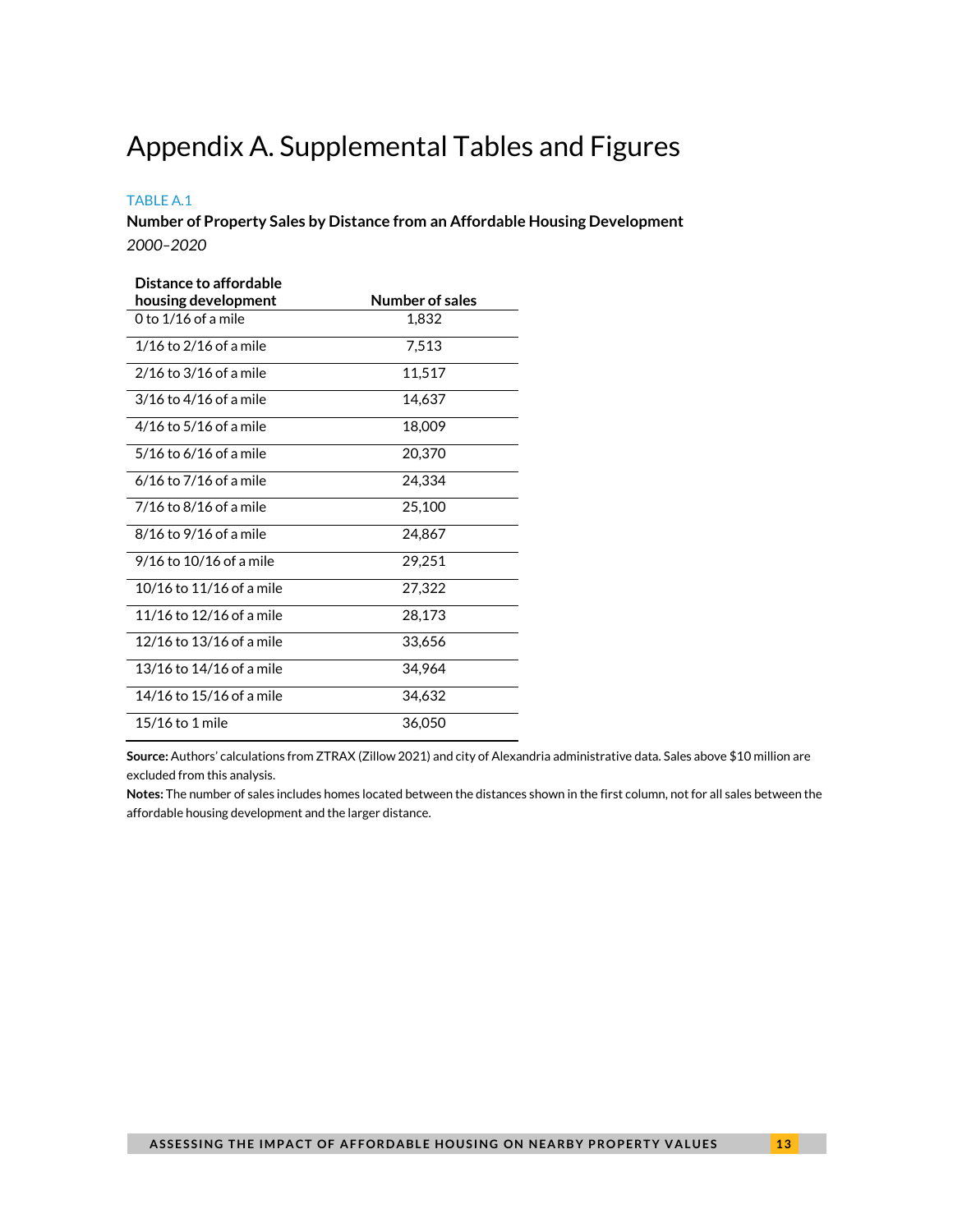# Appendix A. Supplemental Tables and Figures

TABLE A.1

**Number of Property Sales by Distance from an Affordable Housing Development**

*2000–2020*

| Distance to affordable housing development | Number of sales |
|---|---|
| 0 to 1/16 of a mile | 1,832 |
| 1/16 to 2/16 of a mile | 7,513 |
| 2/16 to 3/16 of a mile | 11,517 |
| 3/16 to 4/16 of a mile | 14,637 |
| 4/16 to 5/16 of a mile | 18,009 |
| 5/16 to 6/16 of a mile | 20,370 |
| 6/16 to 7/16 of a mile | 24,334 |
| 7/16 to 8/16 of a mile | 25,100 |
| 8/16 to 9/16 of a mile | 24,867 |
| 9/16 to 10/16 of a mile | 29,251 |
| 10/16 to 11/16 of a mile | 27,322 |
| 11/16 to 12/16 of a mile | 28,173 |
| 12/16 to 13/16 of a mile | 33,656 |
| 13/16 to 14/16 of a mile | 34,964 |
| 14/16 to 15/16 of a mile | 34,632 |
| 15/16 to 1 mile | 36,050 |

**Source:** Authors' calculations from ZTRAX (Zillow 2021) and city of Alexandria administrative data. Sales above $10 million are excluded from this analysis.

**Notes:** The number of sales includes homes located between the distances shown in the first column, not for all sales between the affordable housing development and the larger distance.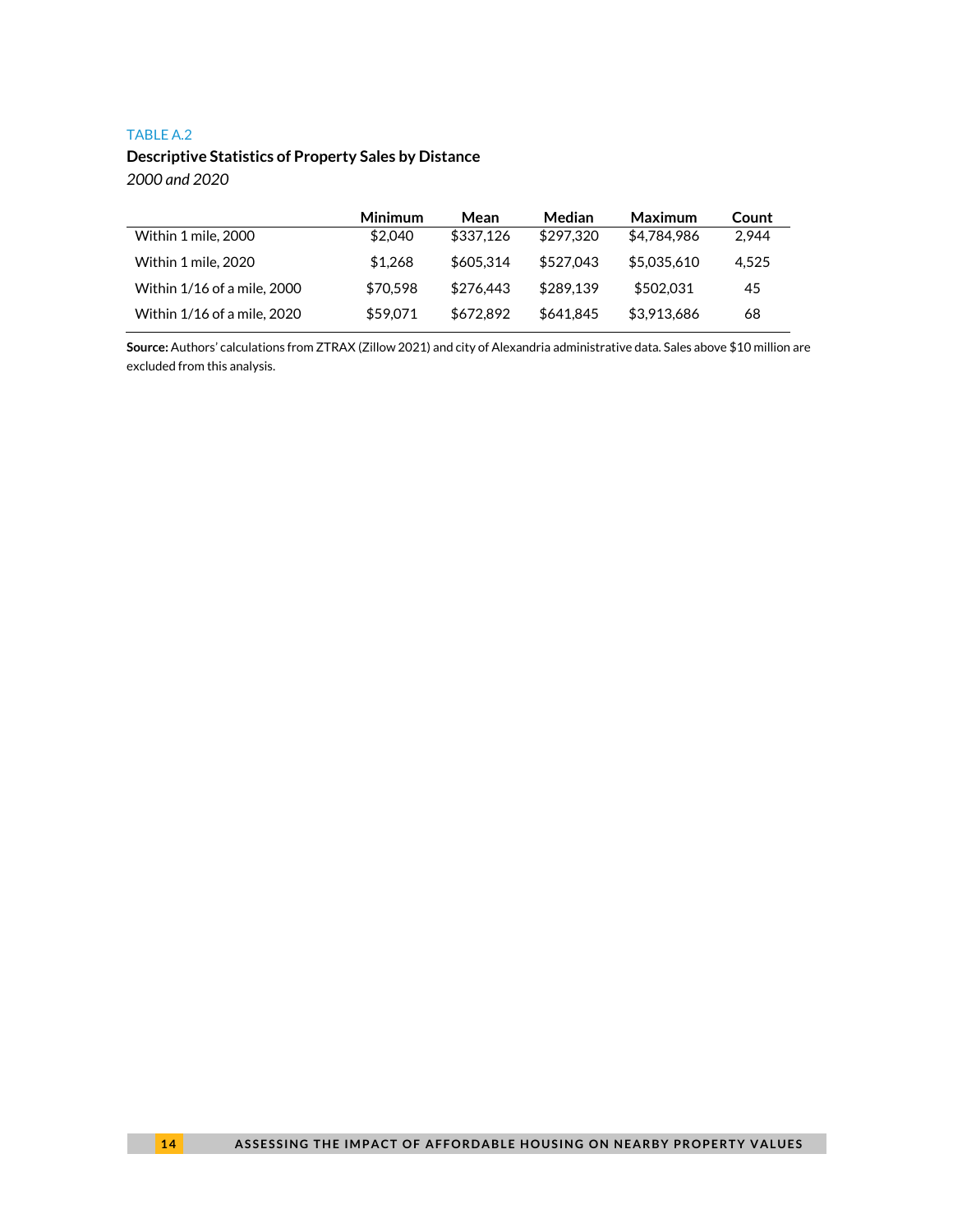TABLE A.2

**Descriptive Statistics of Property Sales by Distance**

*2000 and 2020*

| | Minimum | Mean | Median | Maximum | Count |
|---|---|---|---|---|---|
| Within 1 mile, 2000 | $2,040 | $337,126 | $297,320 | $4,784,986 | 2,944 |
| Within 1 mile, 2020 | $1,268 | $605,314 | $527,043 | $5,035,610 | 4,525 |
| Within 1/16 of a mile, 2000 | $70,598 | $276,443 | $289,139 | $502,031 | 45 |
| Within 1/16 of a mile, 2020 | $59,071 | $672,892 | $641,845 | $3,913,686 | 68 |

**Source:** Authors' calculations from ZTRAX (Zillow 2021) and city of Alexandria administrative data. Sales above $10 million are excluded from this analysis.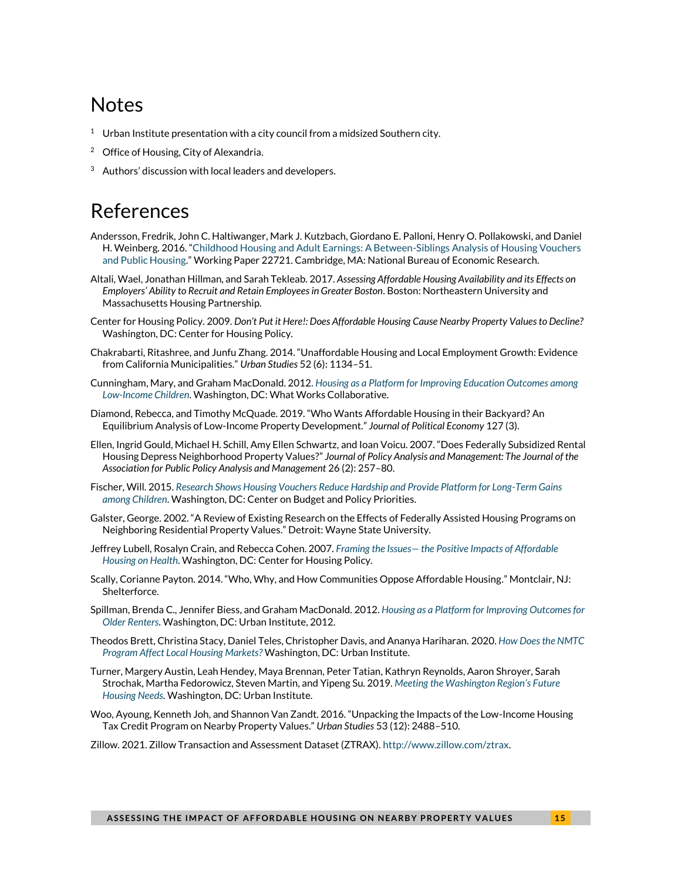## Notes

[1] Urban Institute presentation with a city council from a midsized Southern city.

[2] Office of Housing, City of Alexandria.

[3] Authors' discussion with local leaders and developers.

## References

Andersson, Fredrik, John C. Haltiwanger, Mark J. Kutzbach, Giordano E. Palloni, Henry O. Pollakowski, and Daniel H. Weinberg. 2016. "Childhood Housing and Adult Earnings: A Between-Siblings Analysis of Housing Vouchers and Public Housing." Working Paper 22721. Cambridge, MA: National Bureau of Economic Research.

Altali, Wael, Jonathan Hillman, and Sarah Tekleab. 2017. *Assessing Affordable Housing Availability and its Effects on Employers' Ability to Recruit and Retain Employees in Greater Boston*. Boston: Northeastern University and Massachusetts Housing Partnership.

Center for Housing Policy. 2009. *Don't Put it Here!: Does Affordable Housing Cause Nearby Property Values to Decline?* Washington, DC: Center for Housing Policy.

Chakrabarti, Ritashree, and Junfu Zhang. 2014. "Unaffordable Housing and Local Employment Growth: Evidence from California Municipalities." *Urban Studies* 52 (6): 1134–51.

Cunningham, Mary, and Graham MacDonald. 2012. *Housing as a Platform for Improving Education Outcomes among Low-Income Children*. Washington, DC: What Works Collaborative.

Diamond, Rebecca, and Timothy McQuade. 2019. "Who Wants Affordable Housing in their Backyard? An Equilibrium Analysis of Low-Income Property Development." *Journal of Political Economy* 127 (3).

Ellen, Ingrid Gould, Michael H. Schill, Amy Ellen Schwartz, and Ioan Voicu. 2007. "Does Federally Subsidized Rental Housing Depress Neighborhood Property Values?" *Journal of Policy Analysis and Management: The Journal of the Association for Public Policy Analysis and Management* 26 (2): 257–80.

Fischer, Will. 2015. *Research Shows Housing Vouchers Reduce Hardship and Provide Platform for Long-Term Gains among Children*. Washington, DC: Center on Budget and Policy Priorities.

Galster, George. 2002. "A Review of Existing Research on the Effects of Federally Assisted Housing Programs on Neighboring Residential Property Values." Detroit: Wayne State University.

Jeffrey Lubell, Rosalyn Crain, and Rebecca Cohen. 2007. *Framing the Issues— the Positive Impacts of Affordable Housing on Health*. Washington, DC: Center for Housing Policy.

Scally, Corianne Payton. 2014. "Who, Why, and How Communities Oppose Affordable Housing." Montclair, NJ: Shelterforce.

Spillman, Brenda C., Jennifer Biess, and Graham MacDonald. 2012. *Housing as a Platform for Improving Outcomes for Older Renters*. Washington, DC: Urban Institute, 2012.

Theodos Brett, Christina Stacy, Daniel Teles, Christopher Davis, and Ananya Hariharan. 2020. *How Does the NMTC Program Affect Local Housing Markets?* Washington, DC: Urban Institute.

Turner, Margery Austin, Leah Hendey, Maya Brennan, Peter Tatian, Kathryn Reynolds, Aaron Shroyer, Sarah Strochak, Martha Fedorowicz, Steven Martin, and Yipeng Su. 2019. *Meeting the Washington Region's Future Housing Needs*. Washington, DC: Urban Institute.

Woo, Ayoung, Kenneth Joh, and Shannon Van Zandt. 2016. "Unpacking the Impacts of the Low-Income Housing Tax Credit Program on Nearby Property Values." *Urban Studies* 53 (12): 2488–510.

Zillow. 2021. Zillow Transaction and Assessment Dataset (ZTRAX). http://www.zillow.com/ztrax.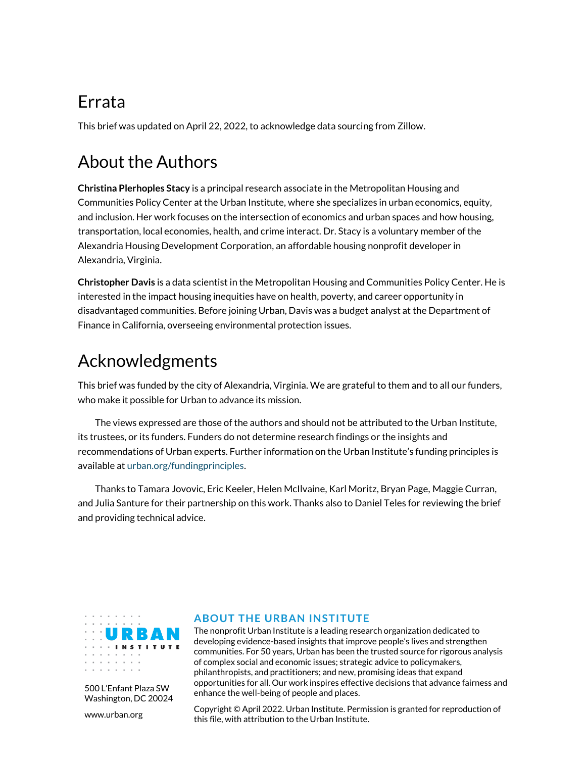## Errata

This brief was updated on April 22, 2022, to acknowledge data sourcing from Zillow.

## About the Authors

**Christina Plerhoples Stacy** is a principal research associate in the Metropolitan Housing and Communities Policy Center at the Urban Institute, where she specializes in urban economics, equity, and inclusion. Her work focuses on the intersection of economics and urban spaces and how housing, transportation, local economies, health, and crime interact. Dr. Stacy is a voluntary member of the Alexandria Housing Development Corporation, an affordable housing nonprofit developer in Alexandria, Virginia.

**Christopher Davis** is a data scientist in the Metropolitan Housing and Communities Policy Center. He is interested in the impact housing inequities have on health, poverty, and career opportunity in disadvantaged communities. Before joining Urban, Davis was a budget analyst at the Department of Finance in California, overseeing environmental protection issues.

## Acknowledgments

This brief was funded by the city of Alexandria, Virginia. We are grateful to them and to all our funders, who make it possible for Urban to advance its mission.

The views expressed are those of the authors and should not be attributed to the Urban Institute, its trustees, or its funders. Funders do not determine research findings or the insights and recommendations of Urban experts. Further information on the Urban Institute's funding principles is available at urban.org/fundingprinciples.

Thanks to Tamara Jovovic, Eric Keeler, Helen McIlvaine, Karl Moritz, Bryan Page, Maggie Curran, and Julia Santure for their partnership on this work. Thanks also to Daniel Teles for reviewing the brief and providing technical advice.

URBAN INSTITUTE

500 L'Enfant Plaza SW
Washington, DC 20024

www.urban.org

**ABOUT THE URBAN INSTITUTE**

The nonprofit Urban Institute is a leading research organization dedicated to developing evidence-based insights that improve people's lives and strengthen communities. For 50 years, Urban has been the trusted source for rigorous analysis of complex social and economic issues; strategic advice to policymakers, philanthropists, and practitioners; and new, promising ideas that expand opportunities for all. Our work inspires effective decisions that advance fairness and enhance the well-being of people and places.

Copyright © April 2022. Urban Institute. Permission is granted for reproduction of this file, with attribution to the Urban Institute.